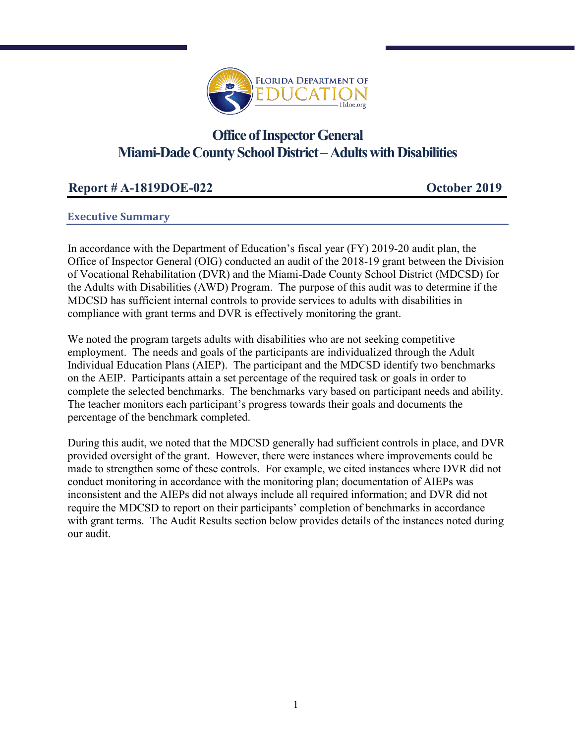# Office of Inspector General
# Miami-Dade County School District – Adults with Disabilities

**Report # A-1819DOE-022** **October 2019**

## Executive Summary

In accordance with the Department of Education's fiscal year (FY) 2019-20 audit plan, the Office of Inspector General (OIG) conducted an audit of the 2018-19 grant between the Division of Vocational Rehabilitation (DVR) and the Miami-Dade County School District (MDCSD) for the Adults with Disabilities (AWD) Program. The purpose of this audit was to determine if the MDCSD has sufficient internal controls to provide services to adults with disabilities in compliance with grant terms and DVR is effectively monitoring the grant.

We noted the program targets adults with disabilities who are not seeking competitive employment. The needs and goals of the participants are individualized through the Adult Individual Education Plans (AIEP). The participant and the MDCSD identify two benchmarks on the AEIP. Participants attain a set percentage of the required task or goals in order to complete the selected benchmarks. The benchmarks vary based on participant needs and ability. The teacher monitors each participant's progress towards their goals and documents the percentage of the benchmark completed.

During this audit, we noted that the MDCSD generally had sufficient controls in place, and DVR provided oversight of the grant. However, there were instances where improvements could be made to strengthen some of these controls. For example, we cited instances where DVR did not conduct monitoring in accordance with the monitoring plan; documentation of AIEPs was inconsistent and the AIEPs did not always include all required information; and DVR did not require the MDCSD to report on their participants' completion of benchmarks in accordance with grant terms. The Audit Results section below provides details of the instances noted during our audit.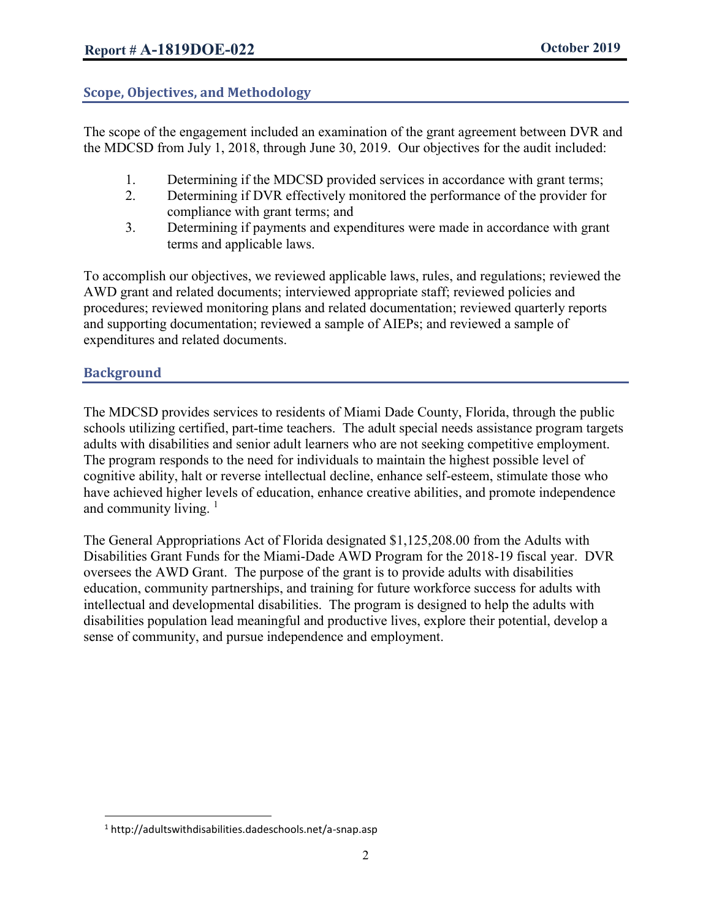## Scope, Objectives, and Methodology

The scope of the engagement included an examination of the grant agreement between DVR and the MDCSD from July 1, 2018, through June 30, 2019. Our objectives for the audit included:

1. Determining if the MDCSD provided services in accordance with grant terms;
2. Determining if DVR effectively monitored the performance of the provider for compliance with grant terms; and
3. Determining if payments and expenditures were made in accordance with grant terms and applicable laws.

To accomplish our objectives, we reviewed applicable laws, rules, and regulations; reviewed the AWD grant and related documents; interviewed appropriate staff; reviewed policies and procedures; reviewed monitoring plans and related documentation; reviewed quarterly reports and supporting documentation; reviewed a sample of AIEPs; and reviewed a sample of expenditures and related documents.

## Background

The MDCSD provides services to residents of Miami Dade County, Florida, through the public schools utilizing certified, part-time teachers. The adult special needs assistance program targets adults with disabilities and senior adult learners who are not seeking competitive employment. The program responds to the need for individuals to maintain the highest possible level of cognitive ability, halt or reverse intellectual decline, enhance self-esteem, stimulate those who have achieved higher levels of education, enhance creative abilities, and promote independence and community living. [1]

The General Appropriations Act of Florida designated $1,125,208.00 from the Adults with Disabilities Grant Funds for the Miami-Dade AWD Program for the 2018-19 fiscal year. DVR oversees the AWD Grant. The purpose of the grant is to provide adults with disabilities education, community partnerships, and training for future workforce success for adults with intellectual and developmental disabilities. The program is designed to help the adults with disabilities population lead meaningful and productive lives, explore their potential, develop a sense of community, and pursue independence and employment.

[1] http://adultswithdisabilities.dadeschools.net/a-snap.asp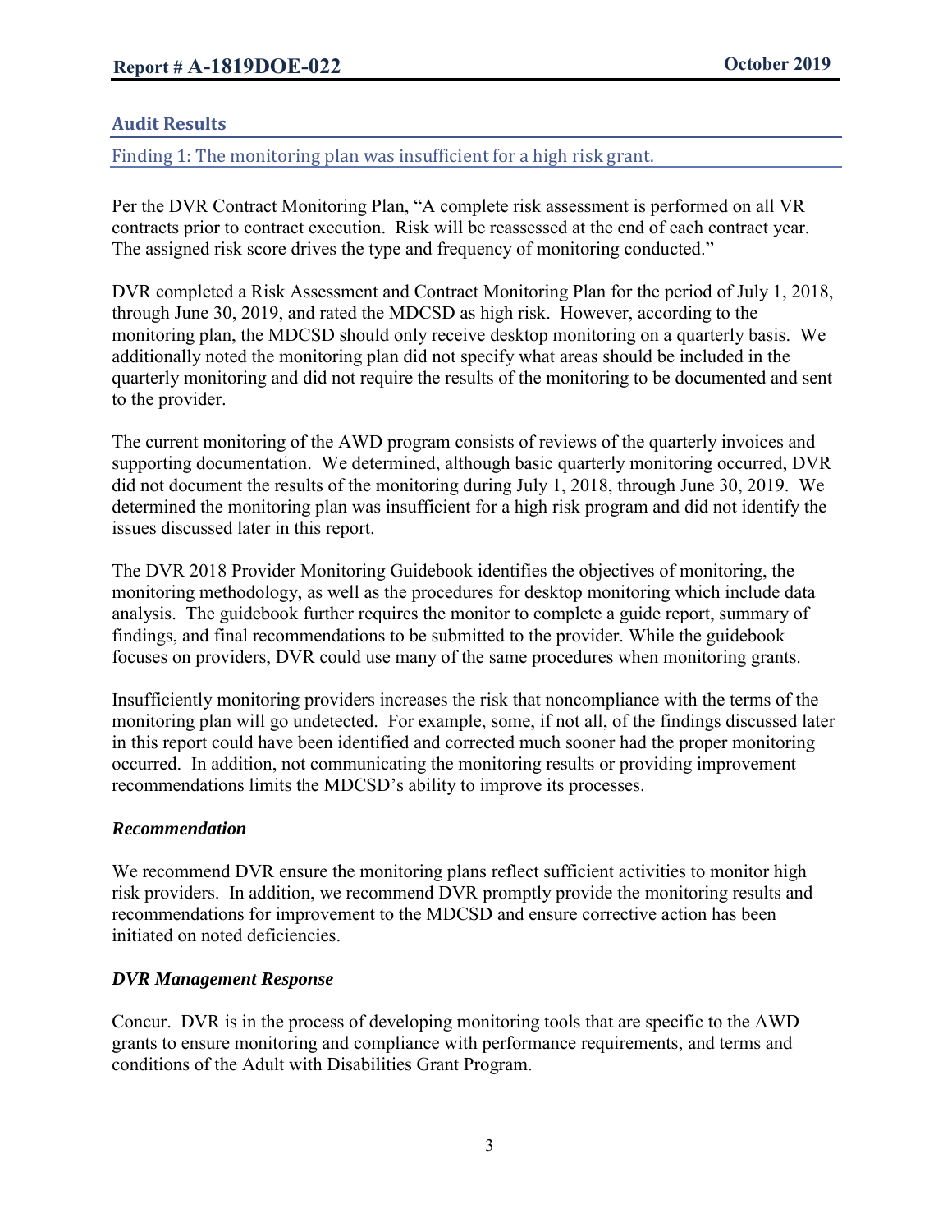## Audit Results

### Finding 1: The monitoring plan was insufficient for a high risk grant.

Per the DVR Contract Monitoring Plan, "A complete risk assessment is performed on all VR contracts prior to contract execution. Risk will be reassessed at the end of each contract year. The assigned risk score drives the type and frequency of monitoring conducted."

DVR completed a Risk Assessment and Contract Monitoring Plan for the period of July 1, 2018, through June 30, 2019, and rated the MDCSD as high risk. However, according to the monitoring plan, the MDCSD should only receive desktop monitoring on a quarterly basis. We additionally noted the monitoring plan did not specify what areas should be included in the quarterly monitoring and did not require the results of the monitoring to be documented and sent to the provider.

The current monitoring of the AWD program consists of reviews of the quarterly invoices and supporting documentation. We determined, although basic quarterly monitoring occurred, DVR did not document the results of the monitoring during July 1, 2018, through June 30, 2019. We determined the monitoring plan was insufficient for a high risk program and did not identify the issues discussed later in this report.

The DVR 2018 Provider Monitoring Guidebook identifies the objectives of monitoring, the monitoring methodology, as well as the procedures for desktop monitoring which include data analysis. The guidebook further requires the monitor to complete a guide report, summary of findings, and final recommendations to be submitted to the provider. While the guidebook focuses on providers, DVR could use many of the same procedures when monitoring grants.

Insufficiently monitoring providers increases the risk that noncompliance with the terms of the monitoring plan will go undetected. For example, some, if not all, of the findings discussed later in this report could have been identified and corrected much sooner had the proper monitoring occurred. In addition, not communicating the monitoring results or providing improvement recommendations limits the MDCSD's ability to improve its processes.

#### *Recommendation*

We recommend DVR ensure the monitoring plans reflect sufficient activities to monitor high risk providers. In addition, we recommend DVR promptly provide the monitoring results and recommendations for improvement to the MDCSD and ensure corrective action has been initiated on noted deficiencies.

#### *DVR Management Response*

Concur. DVR is in the process of developing monitoring tools that are specific to the AWD grants to ensure monitoring and compliance with performance requirements, and terms and conditions of the Adult with Disabilities Grant Program.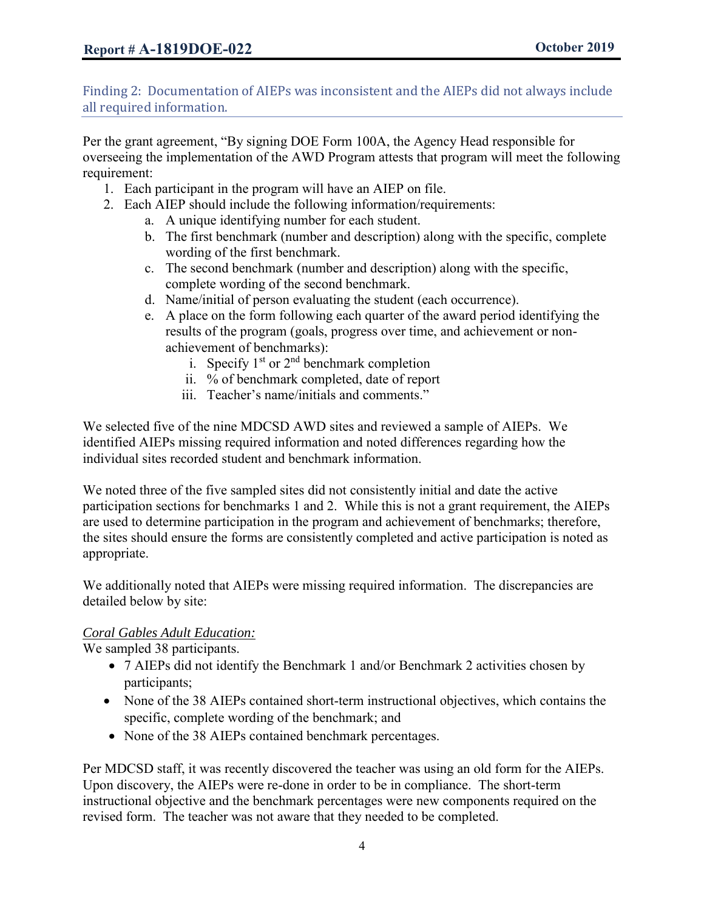### Finding 2: Documentation of AIEPs was inconsistent and the AIEPs did not always include all required information.

Per the grant agreement, "By signing DOE Form 100A, the Agency Head responsible for overseeing the implementation of the AWD Program attests that program will meet the following requirement:

1. Each participant in the program will have an AIEP on file.
2. Each AIEP should include the following information/requirements:
   a. A unique identifying number for each student.
   b. The first benchmark (number and description) along with the specific, complete wording of the first benchmark.
   c. The second benchmark (number and description) along with the specific, complete wording of the second benchmark.
   d. Name/initial of person evaluating the student (each occurrence).
   e. A place on the form following each quarter of the award period identifying the results of the program (goals, progress over time, and achievement or non-achievement of benchmarks):
      i. Specify 1st or 2nd benchmark completion
      ii. % of benchmark completed, date of report
      iii. Teacher's name/initials and comments."

We selected five of the nine MDCSD AWD sites and reviewed a sample of AIEPs. We identified AIEPs missing required information and noted differences regarding how the individual sites recorded student and benchmark information.

We noted three of the five sampled sites did not consistently initial and date the active participation sections for benchmarks 1 and 2. While this is not a grant requirement, the AIEPs are used to determine participation in the program and achievement of benchmarks; therefore, the sites should ensure the forms are consistently completed and active participation is noted as appropriate.

We additionally noted that AIEPs were missing required information. The discrepancies are detailed below by site:

*Coral Gables Adult Education:*

We sampled 38 participants.

- 7 AIEPs did not identify the Benchmark 1 and/or Benchmark 2 activities chosen by participants;
- None of the 38 AIEPs contained short-term instructional objectives, which contains the specific, complete wording of the benchmark; and
- None of the 38 AIEPs contained benchmark percentages.

Per MDCSD staff, it was recently discovered the teacher was using an old form for the AIEPs. Upon discovery, the AIEPs were re-done in order to be in compliance. The short-term instructional objective and the benchmark percentages were new components required on the revised form. The teacher was not aware that they needed to be completed.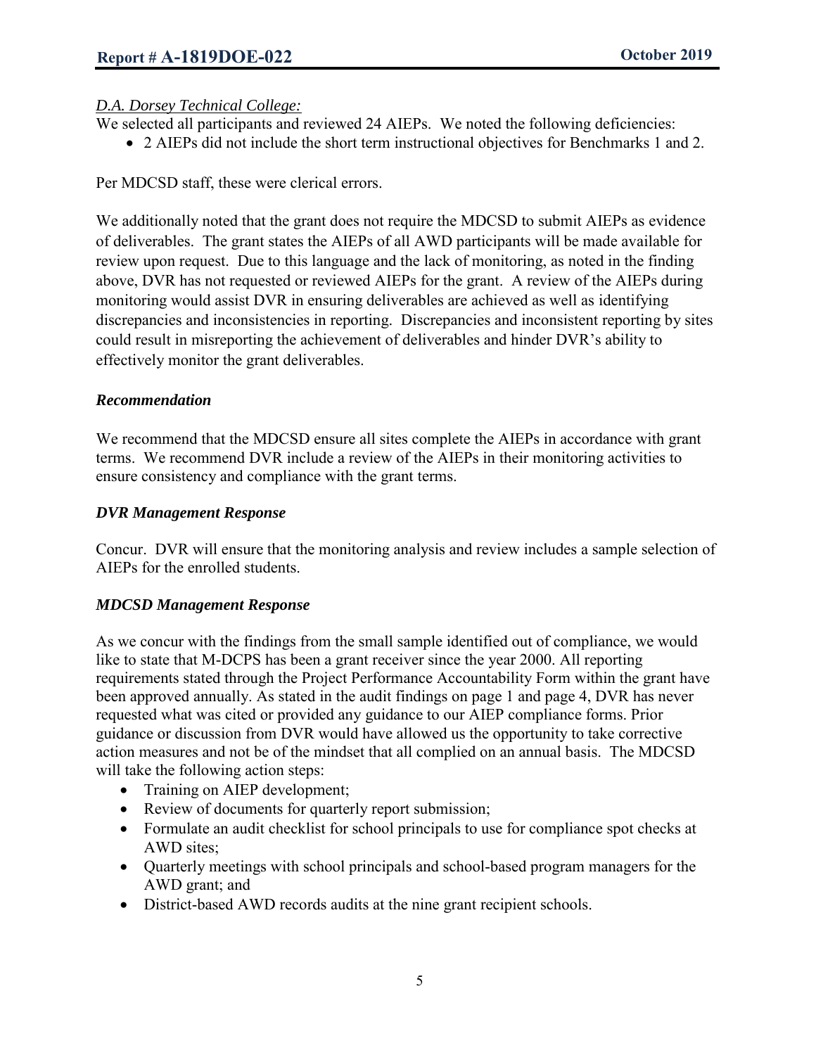*D.A. Dorsey Technical College:*

We selected all participants and reviewed 24 AIEPs. We noted the following deficiencies:

- 2 AIEPs did not include the short term instructional objectives for Benchmarks 1 and 2.

Per MDCSD staff, these were clerical errors.

We additionally noted that the grant does not require the MDCSD to submit AIEPs as evidence of deliverables. The grant states the AIEPs of all AWD participants will be made available for review upon request. Due to this language and the lack of monitoring, as noted in the finding above, DVR has not requested or reviewed AIEPs for the grant. A review of the AIEPs during monitoring would assist DVR in ensuring deliverables are achieved as well as identifying discrepancies and inconsistencies in reporting. Discrepancies and inconsistent reporting by sites could result in misreporting the achievement of deliverables and hinder DVR's ability to effectively monitor the grant deliverables.

### *Recommendation*

We recommend that the MDCSD ensure all sites complete the AIEPs in accordance with grant terms. We recommend DVR include a review of the AIEPs in their monitoring activities to ensure consistency and compliance with the grant terms.

### *DVR Management Response*

Concur. DVR will ensure that the monitoring analysis and review includes a sample selection of AIEPs for the enrolled students.

### *MDCSD Management Response*

As we concur with the findings from the small sample identified out of compliance, we would like to state that M-DCPS has been a grant receiver since the year 2000. All reporting requirements stated through the Project Performance Accountability Form within the grant have been approved annually. As stated in the audit findings on page 1 and page 4, DVR has never requested what was cited or provided any guidance to our AIEP compliance forms. Prior guidance or discussion from DVR would have allowed us the opportunity to take corrective action measures and not be of the mindset that all complied on an annual basis. The MDCSD will take the following action steps:

- Training on AIEP development;
- Review of documents for quarterly report submission;
- Formulate an audit checklist for school principals to use for compliance spot checks at AWD sites;
- Quarterly meetings with school principals and school-based program managers for the AWD grant; and
- District-based AWD records audits at the nine grant recipient schools.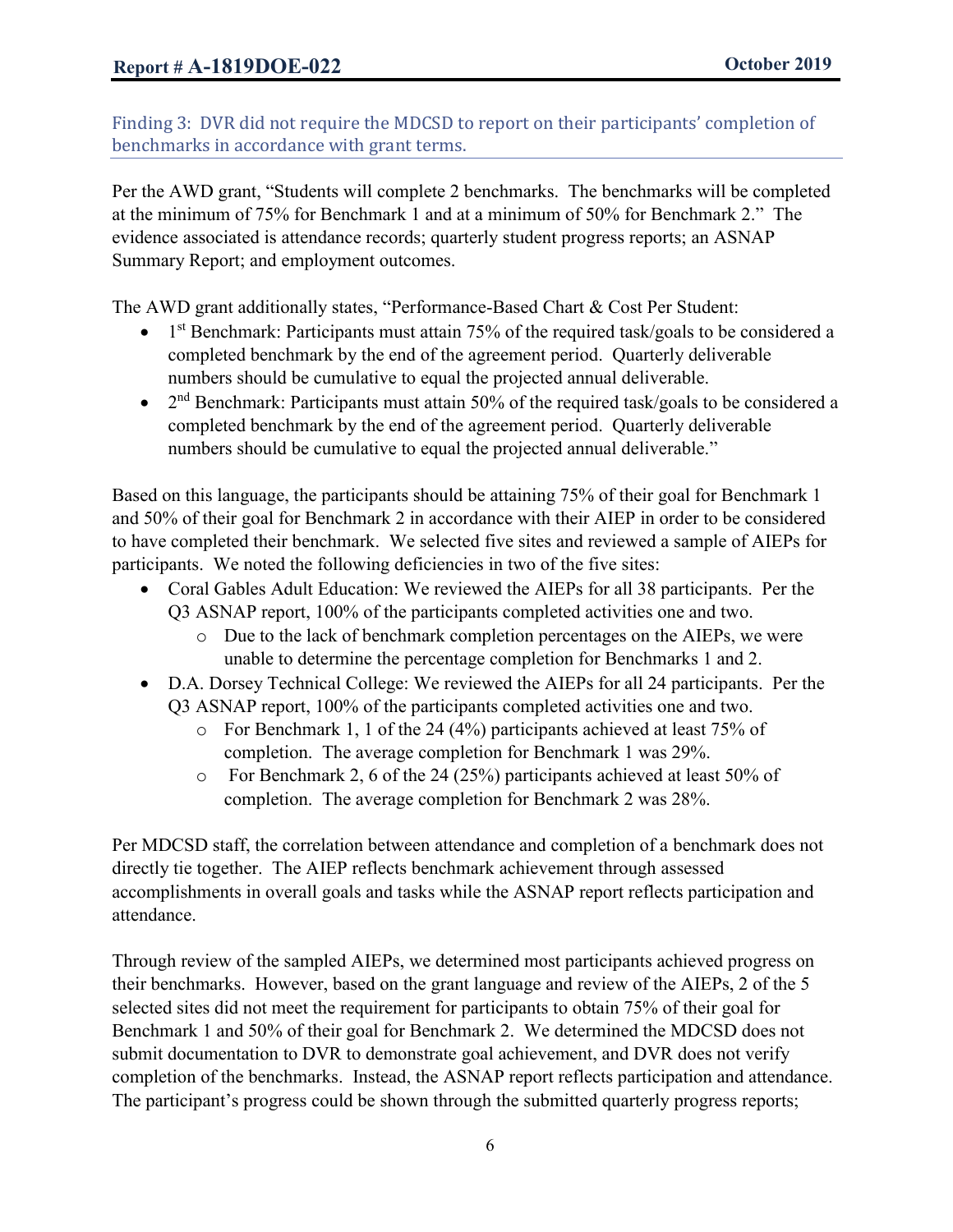### Finding 3: DVR did not require the MDCSD to report on their participants' completion of benchmarks in accordance with grant terms.

Per the AWD grant, "Students will complete 2 benchmarks. The benchmarks will be completed at the minimum of 75% for Benchmark 1 and at a minimum of 50% for Benchmark 2." The evidence associated is attendance records; quarterly student progress reports; an ASNAP Summary Report; and employment outcomes.

The AWD grant additionally states, "Performance-Based Chart & Cost Per Student:

- 1st Benchmark: Participants must attain 75% of the required task/goals to be considered a completed benchmark by the end of the agreement period. Quarterly deliverable numbers should be cumulative to equal the projected annual deliverable.
- 2nd Benchmark: Participants must attain 50% of the required task/goals to be considered a completed benchmark by the end of the agreement period. Quarterly deliverable numbers should be cumulative to equal the projected annual deliverable."

Based on this language, the participants should be attaining 75% of their goal for Benchmark 1 and 50% of their goal for Benchmark 2 in accordance with their AIEP in order to be considered to have completed their benchmark. We selected five sites and reviewed a sample of AIEPs for participants. We noted the following deficiencies in two of the five sites:

- Coral Gables Adult Education: We reviewed the AIEPs for all 38 participants. Per the Q3 ASNAP report, 100% of the participants completed activities one and two.
  - Due to the lack of benchmark completion percentages on the AIEPs, we were unable to determine the percentage completion for Benchmarks 1 and 2.
- D.A. Dorsey Technical College: We reviewed the AIEPs for all 24 participants. Per the Q3 ASNAP report, 100% of the participants completed activities one and two.
  - For Benchmark 1, 1 of the 24 (4%) participants achieved at least 75% of completion. The average completion for Benchmark 1 was 29%.
  - For Benchmark 2, 6 of the 24 (25%) participants achieved at least 50% of completion. The average completion for Benchmark 2 was 28%.

Per MDCSD staff, the correlation between attendance and completion of a benchmark does not directly tie together. The AIEP reflects benchmark achievement through assessed accomplishments in overall goals and tasks while the ASNAP report reflects participation and attendance.

Through review of the sampled AIEPs, we determined most participants achieved progress on their benchmarks. However, based on the grant language and review of the AIEPs, 2 of the 5 selected sites did not meet the requirement for participants to obtain 75% of their goal for Benchmark 1 and 50% of their goal for Benchmark 2. We determined the MDCSD does not submit documentation to DVR to demonstrate goal achievement, and DVR does not verify completion of the benchmarks. Instead, the ASNAP report reflects participation and attendance. The participant's progress could be shown through the submitted quarterly progress reports;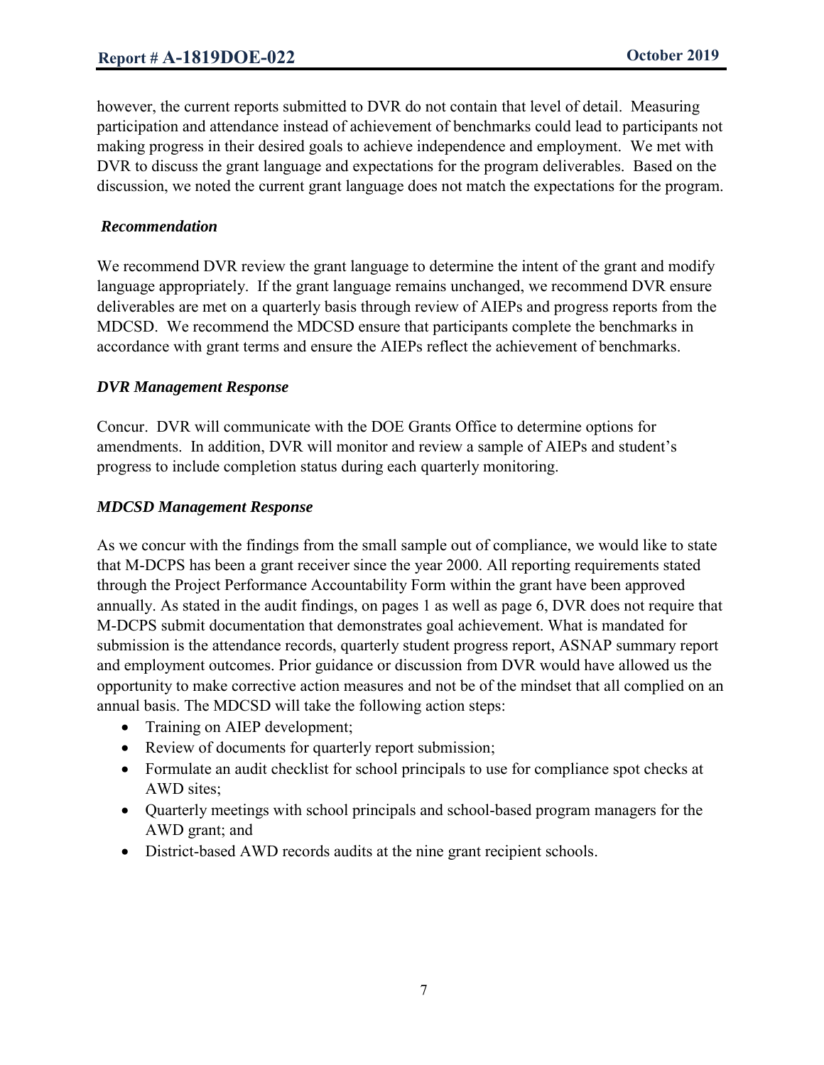however, the current reports submitted to DVR do not contain that level of detail. Measuring participation and attendance instead of achievement of benchmarks could lead to participants not making progress in their desired goals to achieve independence and employment. We met with DVR to discuss the grant language and expectations for the program deliverables. Based on the discussion, we noted the current grant language does not match the expectations for the program.

***Recommendation***

We recommend DVR review the grant language to determine the intent of the grant and modify language appropriately. If the grant language remains unchanged, we recommend DVR ensure deliverables are met on a quarterly basis through review of AIEPs and progress reports from the MDCSD. We recommend the MDCSD ensure that participants complete the benchmarks in accordance with grant terms and ensure the AIEPs reflect the achievement of benchmarks.

***DVR Management Response***

Concur. DVR will communicate with the DOE Grants Office to determine options for amendments. In addition, DVR will monitor and review a sample of AIEPs and student's progress to include completion status during each quarterly monitoring.

***MDCSD Management Response***

As we concur with the findings from the small sample out of compliance, we would like to state that M-DCPS has been a grant receiver since the year 2000. All reporting requirements stated through the Project Performance Accountability Form within the grant have been approved annually. As stated in the audit findings, on pages 1 as well as page 6, DVR does not require that M-DCPS submit documentation that demonstrates goal achievement. What is mandated for submission is the attendance records, quarterly student progress report, ASNAP summary report and employment outcomes. Prior guidance or discussion from DVR would have allowed us the opportunity to make corrective action measures and not be of the mindset that all complied on an annual basis. The MDCSD will take the following action steps:

- Training on AIEP development;
- Review of documents for quarterly report submission;
- Formulate an audit checklist for school principals to use for compliance spot checks at AWD sites;
- Quarterly meetings with school principals and school-based program managers for the AWD grant; and
- District-based AWD records audits at the nine grant recipient schools.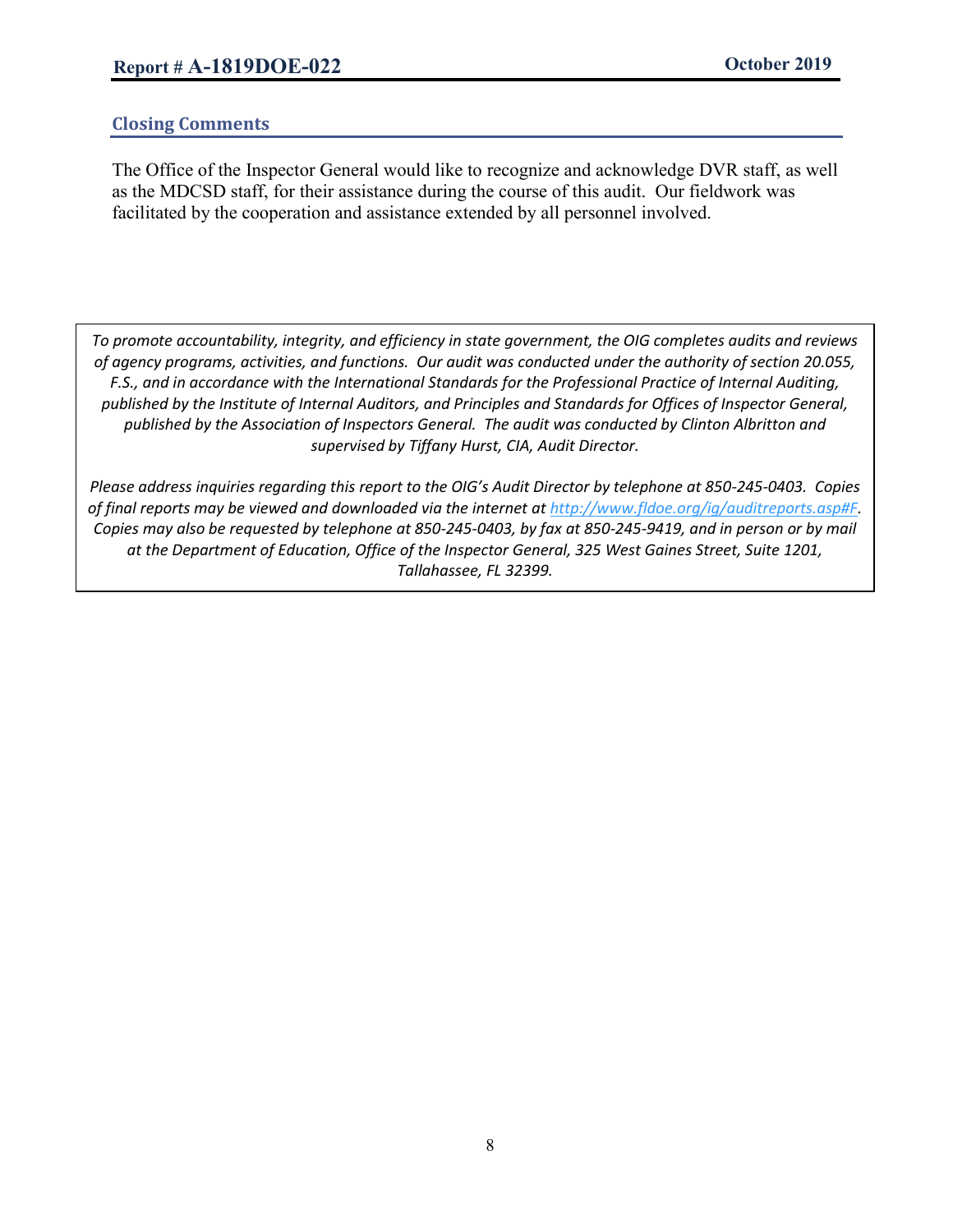## Closing Comments

The Office of the Inspector General would like to recognize and acknowledge DVR staff, as well as the MDCSD staff, for their assistance during the course of this audit. Our fieldwork was facilitated by the cooperation and assistance extended by all personnel involved.

*To promote accountability, integrity, and efficiency in state government, the OIG completes audits and reviews of agency programs, activities, and functions. Our audit was conducted under the authority of section 20.055, F.S., and in accordance with the International Standards for the Professional Practice of Internal Auditing, published by the Institute of Internal Auditors, and Principles and Standards for Offices of Inspector General, published by the Association of Inspectors General. The audit was conducted by Clinton Albritton and supervised by Tiffany Hurst, CIA, Audit Director.*

*Please address inquiries regarding this report to the OIG's Audit Director by telephone at 850-245-0403. Copies of final reports may be viewed and downloaded via the internet at [http://www.fldoe.org/ig/auditreports.asp#F](http://www.fldoe.org/ig/auditreports.asp#F). Copies may also be requested by telephone at 850-245-0403, by fax at 850-245-9419, and in person or by mail at the Department of Education, Office of the Inspector General, 325 West Gaines Street, Suite 1201, Tallahassee, FL 32399.*